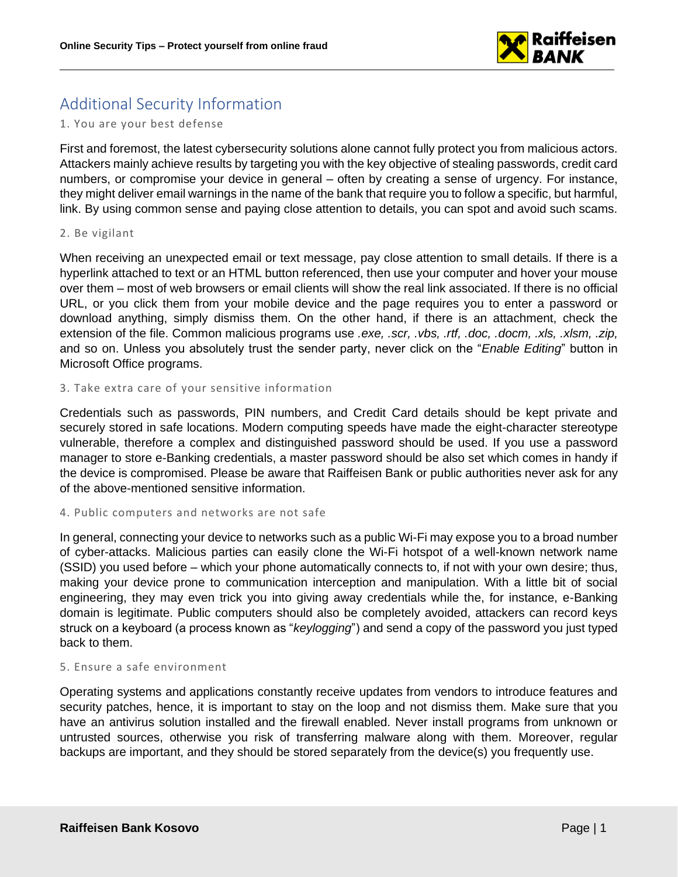## Additional Security Information

### 1. You are your best defense

First and foremost, the latest cybersecurity solutions alone cannot fully protect you from malicious actors. Attackers mainly achieve results by targeting you with the key objective of stealing passwords, credit card numbers, or compromise your device in general – often by creating a sense of urgency. For instance, they might deliver email warnings in the name of the bank that require you to follow a specific, but harmful, link. By using common sense and paying close attention to details, you can spot and avoid such scams.

### 2. Be vigilant

When receiving an unexpected email or text message, pay close attention to small details. If there is a hyperlink attached to text or an HTML button referenced, then use your computer and hover your mouse over them – most of web browsers or email clients will show the real link associated. If there is no official URL, or you click them from your mobile device and the page requires you to enter a password or download anything, simply dismiss them. On the other hand, if there is an attachment, check the extension of the file. Common malicious programs use *.exe, .scr, .vbs, .rtf, .doc, .docm, .xls, .xlsm, .zip,* and so on. Unless you absolutely trust the sender party, never click on the "*Enable Editing*" button in Microsoft Office programs.

### 3. Take extra care of your sensitive information

Credentials such as passwords, PIN numbers, and Credit Card details should be kept private and securely stored in safe locations. Modern computing speeds have made the eight-character stereotype vulnerable, therefore a complex and distinguished password should be used. If you use a password manager to store e-Banking credentials, a master password should be also set which comes in handy if the device is compromised. Please be aware that Raiffeisen Bank or public authorities never ask for any of the above-mentioned sensitive information.

### 4. Public computers and networks are not safe

In general, connecting your device to networks such as a public Wi-Fi may expose you to a broad number of cyber-attacks. Malicious parties can easily clone the Wi-Fi hotspot of a well-known network name (SSID) you used before – which your phone automatically connects to, if not with your own desire; thus, making your device prone to communication interception and manipulation. With a little bit of social engineering, they may even trick you into giving away credentials while the, for instance, e-Banking domain is legitimate. Public computers should also be completely avoided, attackers can record keys struck on a keyboard (a process known as "*keylogging*") and send a copy of the password you just typed back to them.

### 5. Ensure a safe environment

Operating systems and applications constantly receive updates from vendors to introduce features and security patches, hence, it is important to stay on the loop and not dismiss them. Make sure that you have an antivirus solution installed and the firewall enabled. Never install programs from unknown or untrusted sources, otherwise you risk of transferring malware along with them. Moreover, regular backups are important, and they should be stored separately from the device(s) you frequently use.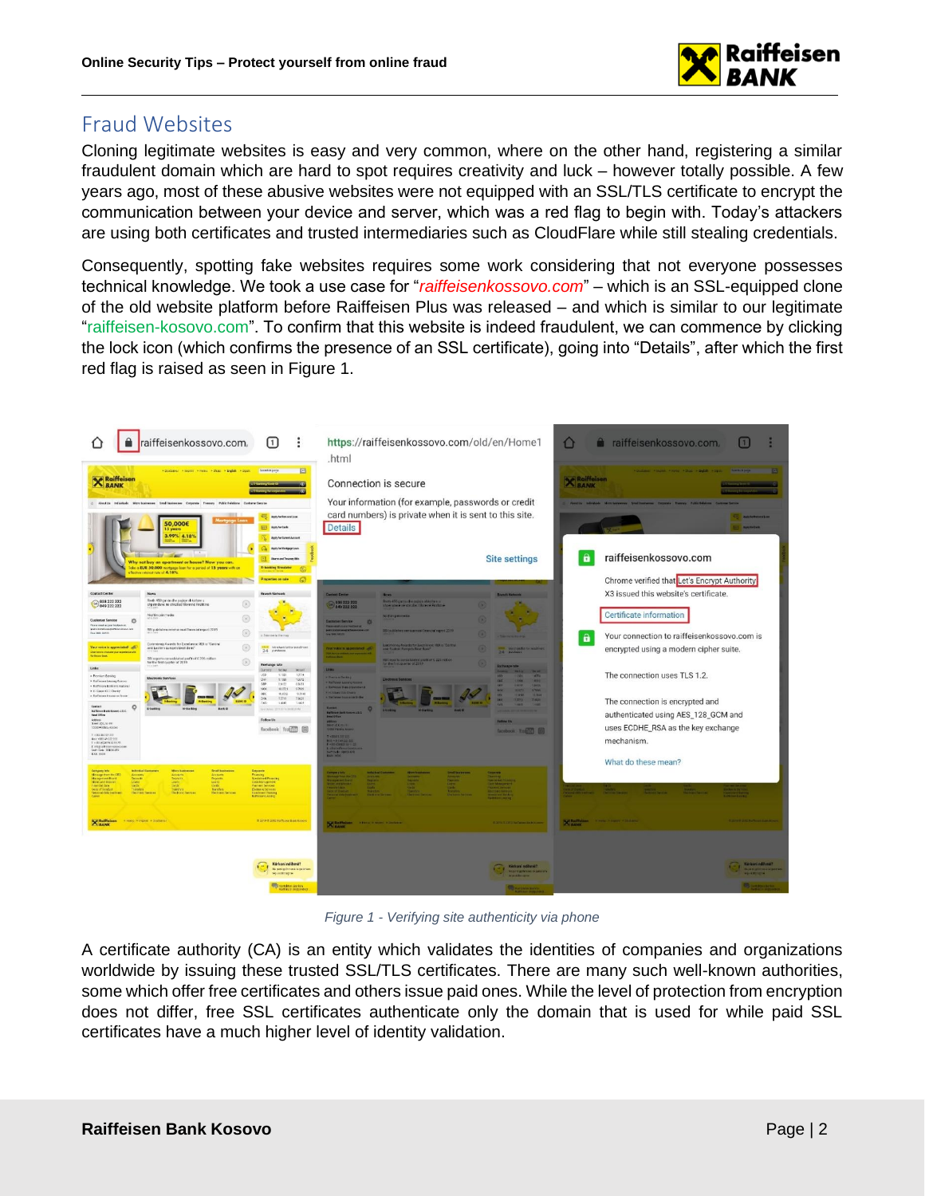## Fraud Websites

Cloning legitimate websites is easy and very common, where on the other hand, registering a similar fraudulent domain which are hard to spot requires creativity and luck – however totally possible. A few years ago, most of these abusive websites were not equipped with an SSL/TLS certificate to encrypt the communication between your device and server, which was a red flag to begin with. Today's attackers are using both certificates and trusted intermediaries such as CloudFlare while still stealing credentials.

Consequently, spotting fake websites requires some work considering that not everyone possesses technical knowledge. We took a use case for "*raiffeisenkossovo.com*" – which is an SSL-equipped clone of the old website platform before Raiffeisen Plus was released – and which is similar to our legitimate "raiffeisen-kosovo.com". To confirm that this website is indeed fraudulent, we can commence by clicking the lock icon (which confirms the presence of an SSL certificate), going into "Details", after which the first red flag is raised as seen in Figure 1.

*Figure 1 - Verifying site authenticity via phone*

A certificate authority (CA) is an entity which validates the identities of companies and organizations worldwide by issuing these trusted SSL/TLS certificates. There are many such well-known authorities, some which offer free certificates and others issue paid ones. While the level of protection from encryption does not differ, free SSL certificates authenticate only the domain that is used for while paid SSL certificates have a much higher level of identity validation.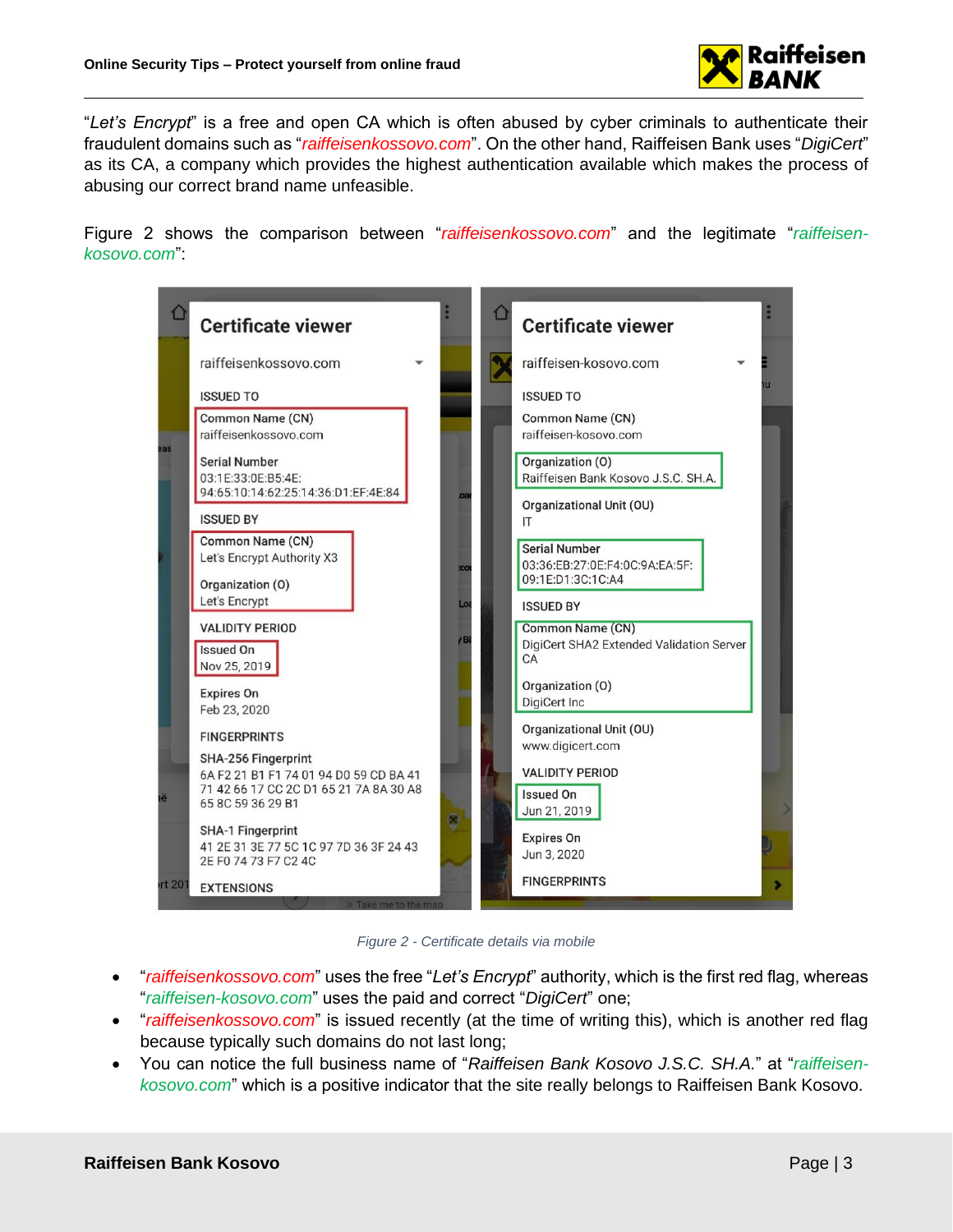"*Let's Encrypt*" is a free and open CA which is often abused by cyber criminals to authenticate their fraudulent domains such as "*raiffeisenkossovo.com*". On the other hand, Raiffeisen Bank uses "*DigiCert*" as its CA, a company which provides the highest authentication available which makes the process of abusing our correct brand name unfeasible.

Figure 2 shows the comparison between "*raiffeisenkossovo.com*" and the legitimate "*raiffeisen-kosovo.com*":

Figure 2 - Certificate details via mobile

- "*raiffeisenkossovo.com*" uses the free "*Let's Encrypt*" authority, which is the first red flag, whereas "*raiffeisen-kosovo.com*" uses the paid and correct "*DigiCert*" one;
- "*raiffeisenkossovo.com*" is issued recently (at the time of writing this), which is another red flag because typically such domains do not last long;
- You can notice the full business name of "*Raiffeisen Bank Kosovo J.S.C. SH.A.*" at "*raiffeisen-kosovo.com*" which is a positive indicator that the site really belongs to Raiffeisen Bank Kosovo.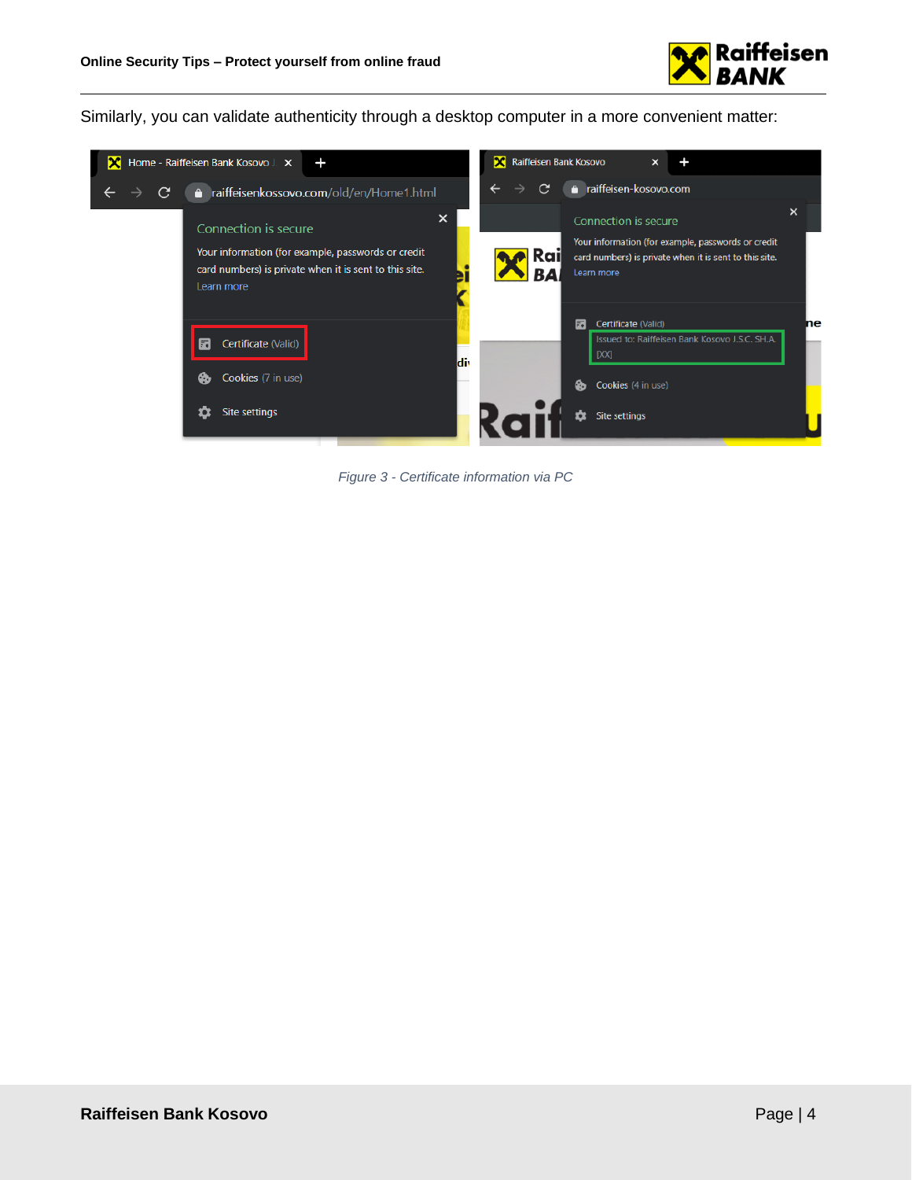Similarly, you can validate authenticity through a desktop computer in a more convenient matter:

*Figure 3 - Certificate information via PC*